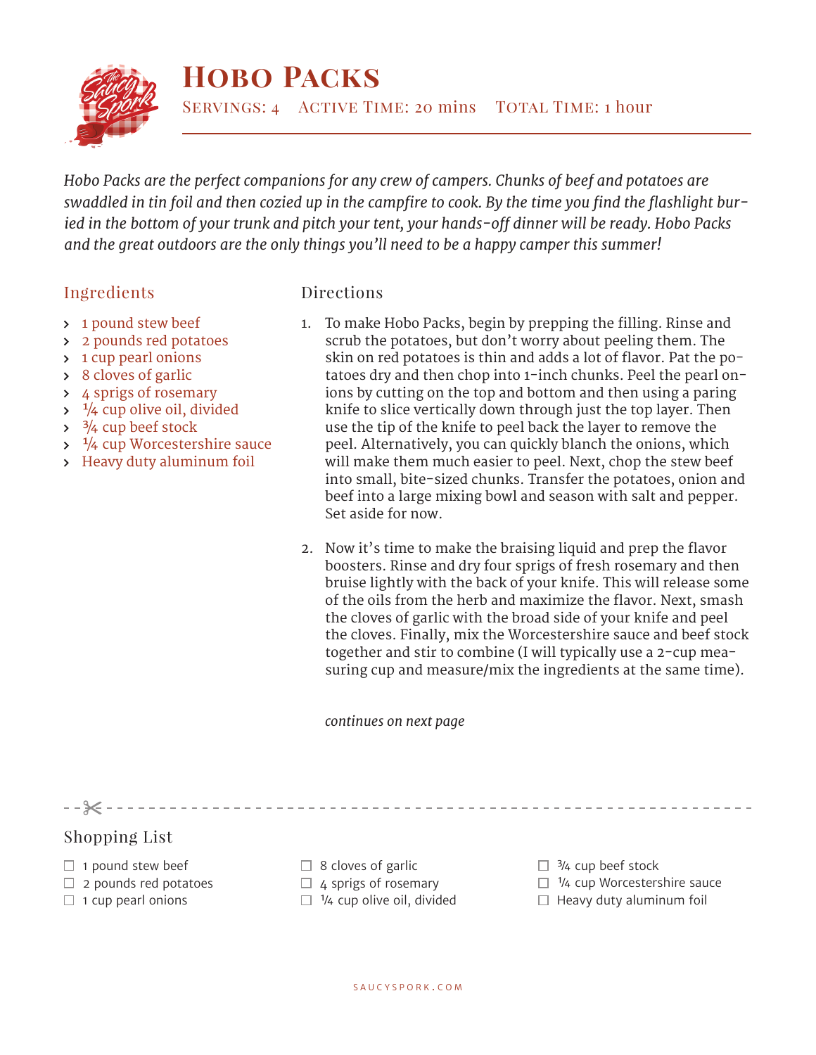# Hobo Packs

Servings: 4 Active Time: 20 mins Total Time: 1 hour

*Hobo Packs are the perfect companions for any crew of campers. Chunks of beef and potatoes are swaddled in tin foil and then cozied up in the campfire to cook. By the time you find the flashlight buried in the bottom of your trunk and pitch your tent, your hands-off dinner will be ready. Hobo Packs and the great outdoors are the only things you'll need to be a happy camper this summer!*

## Ingredients

- 1 pound stew beef
- 2 pounds red potatoes
- 1 cup pearl onions
- 8 cloves of garlic
- 4 sprigs of rosemary
- ¼ cup olive oil, divided
- ¾ cup beef stock
- ¼ cup Worcestershire sauce
- Heavy duty aluminum foil

## Directions

1. To make Hobo Packs, begin by prepping the filling. Rinse and scrub the potatoes, but don't worry about peeling them. The skin on red potatoes is thin and adds a lot of flavor. Pat the potatoes dry and then chop into 1-inch chunks. Peel the pearl onions by cutting on the top and bottom and then using a paring knife to slice vertically down through just the top layer. Then use the tip of the knife to peel back the layer to remove the peel. Alternatively, you can quickly blanch the onions, which will make them much easier to peel. Next, chop the stew beef into small, bite-sized chunks. Transfer the potatoes, onion and beef into a large mixing bowl and season with salt and pepper. Set aside for now.

2. Now it's time to make the braising liquid and prep the flavor boosters. Rinse and dry four sprigs of fresh rosemary and then bruise lightly with the back of your knife. This will release some of the oils from the herb and maximize the flavor. Next, smash the cloves of garlic with the broad side of your knife and peel the cloves. Finally, mix the Worcestershire sauce and beef stock together and stir to combine (I will typically use a 2-cup measuring cup and measure/mix the ingredients at the same time).

*continues on next page*

## Shopping List

- ☐ 1 pound stew beef
- ☐ 2 pounds red potatoes
- ☐ 1 cup pearl onions
- ☐ 8 cloves of garlic
- ☐ 4 sprigs of rosemary
- ☐ ¼ cup olive oil, divided
- ☐ ¾ cup beef stock
- ☐ ¼ cup Worcestershire sauce
- ☐ Heavy duty aluminum foil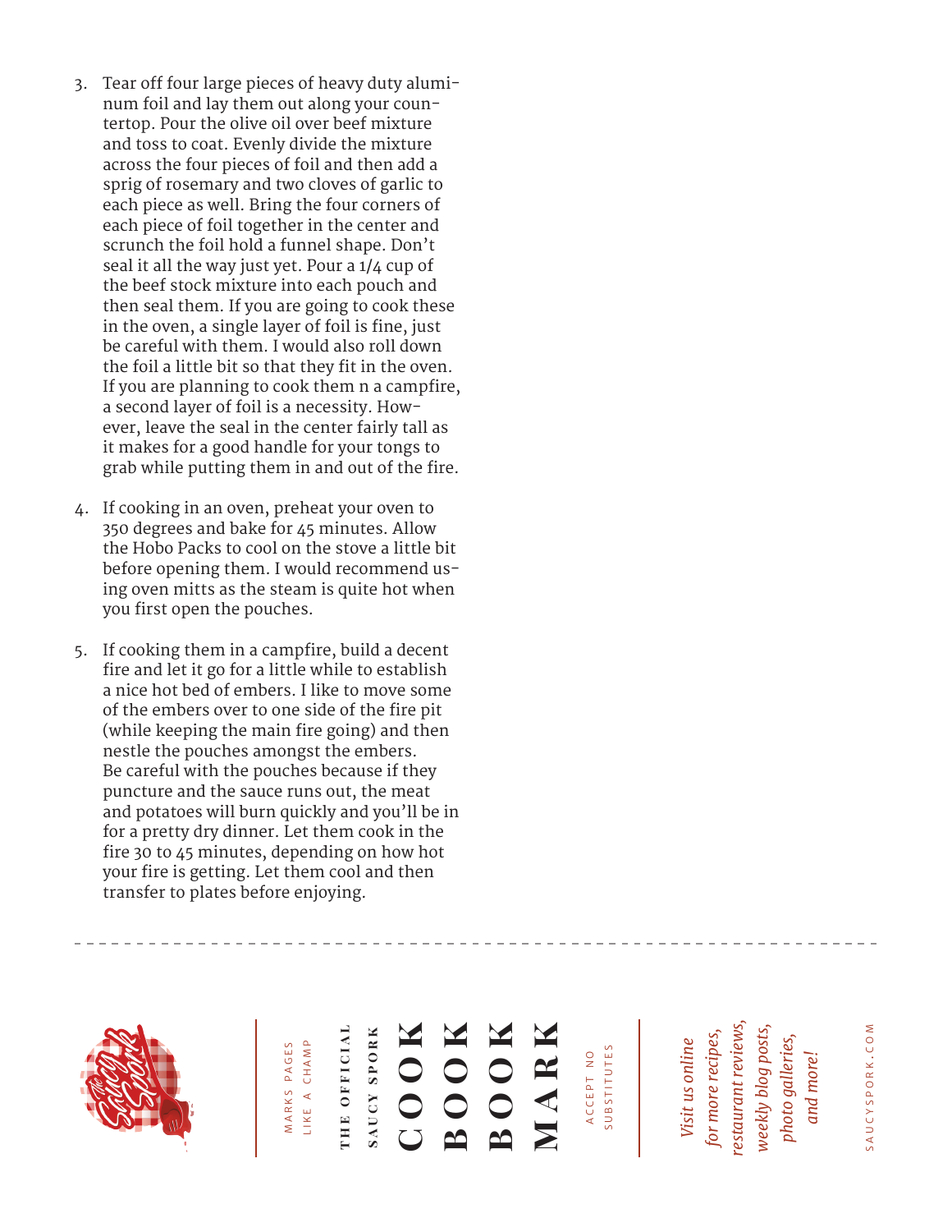3. Tear off four large pieces of heavy duty aluminum foil and lay them out along your countertop. Pour the olive oil over beef mixture and toss to coat. Evenly divide the mixture across the four pieces of foil and then add a sprig of rosemary and two cloves of garlic to each piece as well. Bring the four corners of each piece of foil together in the center and scrunch the foil hold a funnel shape. Don't seal it all the way just yet. Pour a 1/4 cup of the beef stock mixture into each pouch and then seal them. If you are going to cook these in the oven, a single layer of foil is fine, just be careful with them. I would also roll down the foil a little bit so that they fit in the oven. If you are planning to cook them n a campfire, a second layer of foil is a necessity. However, leave the seal in the center fairly tall as it makes for a good handle for your tongs to grab while putting them in and out of the fire.

4. If cooking in an oven, preheat your oven to 350 degrees and bake for 45 minutes. Allow the Hobo Packs to cool on the stove a little bit before opening them. I would recommend using oven mitts as the steam is quite hot when you first open the pouches.

5. If cooking them in a campfire, build a decent fire and let it go for a little while to establish a nice hot bed of embers. I like to move some of the embers over to one side of the fire pit (while keeping the main fire going) and then nestle the pouches amongst the embers. Be careful with the pouches because if they puncture and the sauce runs out, the meat and potatoes will burn quickly and you'll be in for a pretty dry dinner. Let them cook in the fire 30 to 45 minutes, depending on how hot your fire is getting. Let them cool and then transfer to plates before enjoying.

---

MARKS PAGES LIKE A CHAMP

**THE OFFICIAL SAUCY SPORK**

# COOK BOOK BOOK MARK

ACCEPT NO SUBSTITUTES

*Visit us online for more recipes, restaurant reviews, weekly blog posts, photo galleries, and more!*

SAUCYSPORK.COM